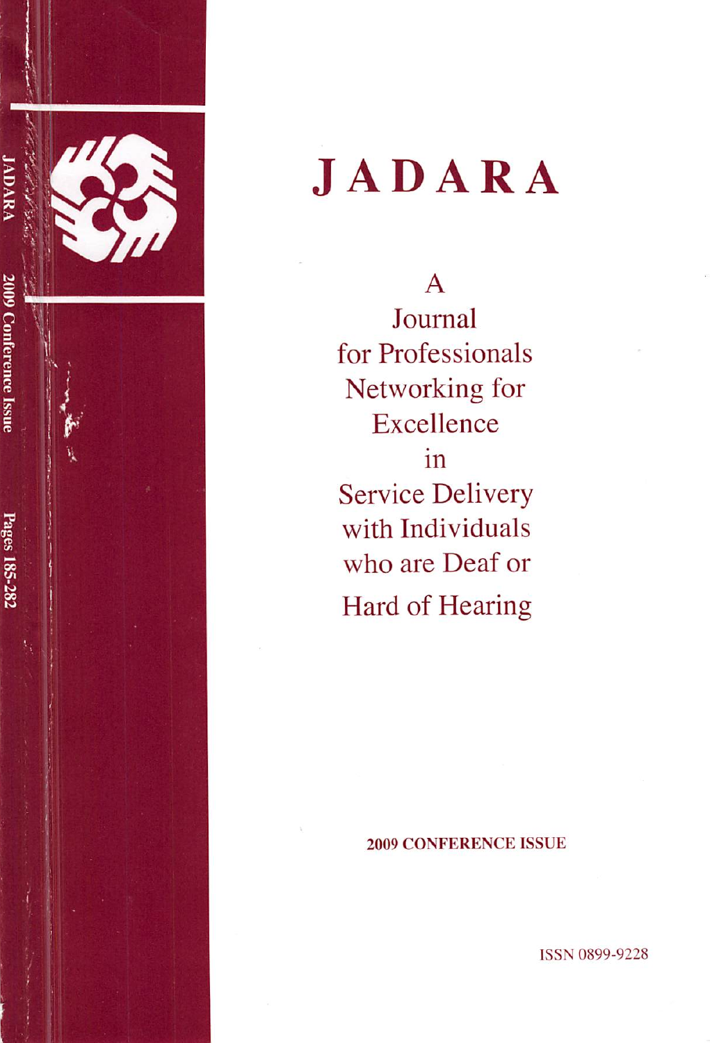# JADARA

A Journal for Professionals Networking for Excellence in Service Delivery with Individuals who are Deaf or Hard of Hearing

**2009 CONFERENCE ISSUE**

ISSN 0899-9228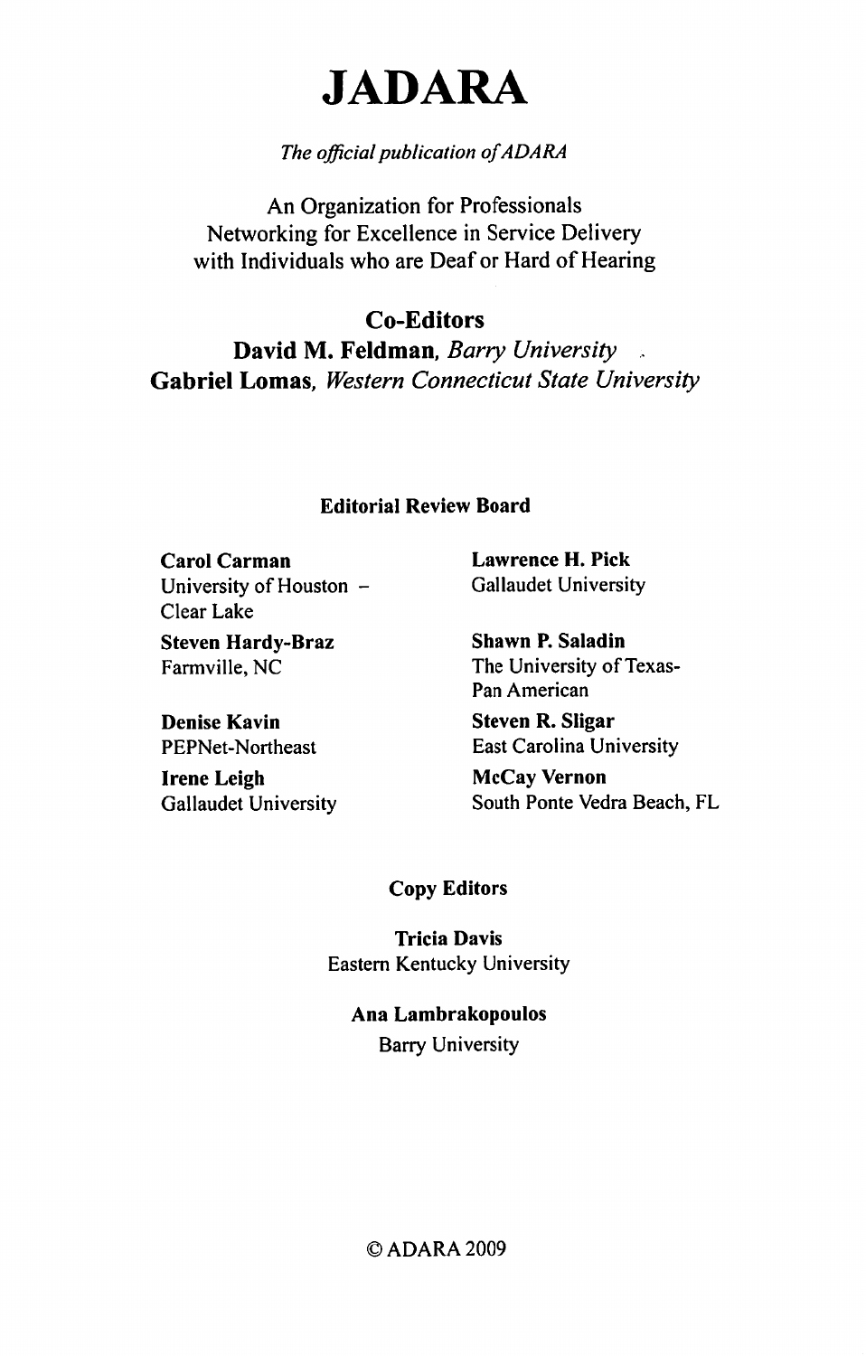# JADARA

*The official publication of ADARA*

An Organization for Professionals
Networking for Excellence in Service Delivery
with Individuals who are Deaf or Hard of Hearing

## Co-Editors

**David M. Feldman**, *Barry University*
**Gabriel Lomas**, *Western Connecticut State University*

### Editorial Review Board

**Carol Carman**
University of Houston – Clear Lake

**Steven Hardy-Braz**
Farmville, NC

**Denise Kavin**
PEPNet-Northeast

**Irene Leigh**
Gallaudet University

**Lawrence H. Pick**
Gallaudet University

**Shawn P. Saladin**
The University of Texas-Pan American

**Steven R. Sligar**
East Carolina University

**McCay Vernon**
South Ponte Vedra Beach, FL

### Copy Editors

**Tricia Davis**
Eastern Kentucky University

**Ana Lambrakopoulos**
Barry University

© ADARA 2009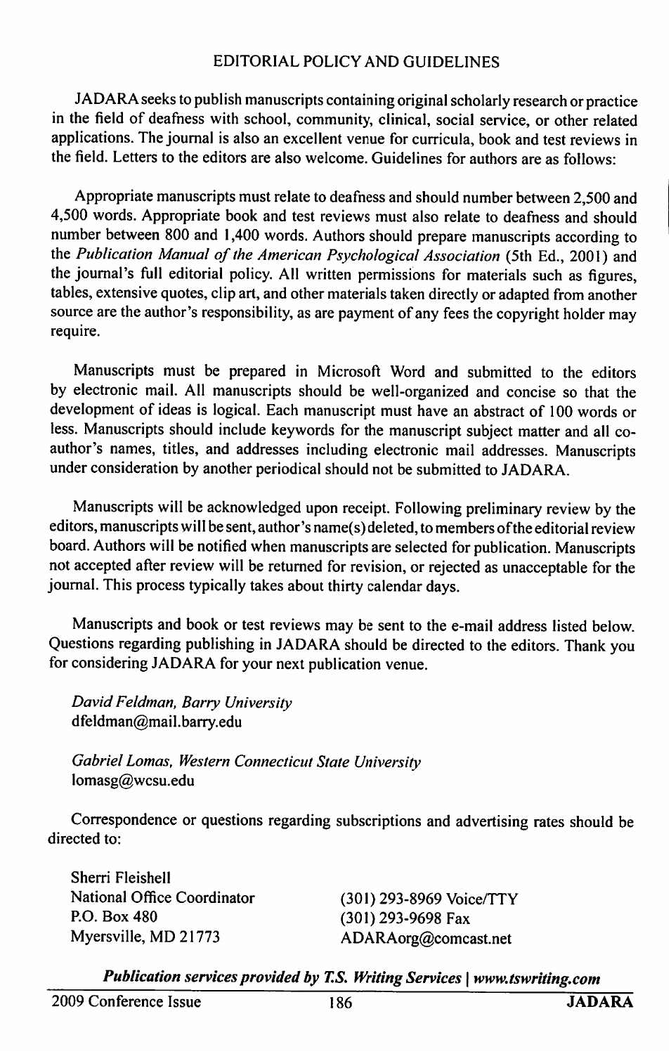## EDITORIAL POLICY AND GUIDELINES

JADARA seeks to publish manuscripts containing original scholarly research or practice in the field of deafness with school, community, clinical, social service, or other related applications. The journal is also an excellent venue for curricula, book and test reviews in the field. Letters to the editors are also welcome. Guidelines for authors are as follows:

Appropriate manuscripts must relate to deafness and should number between 2,500 and 4,500 words. Appropriate book and test reviews must also relate to deafness and should number between 800 and 1,400 words. Authors should prepare manuscripts according to the *Publication Manual of the American Psychological Association* (5th Ed., 2001) and the journal's full editorial policy. All written permissions for materials such as figures, tables, extensive quotes, clip art, and other materials taken directly or adapted from another source are the author's responsibility, as are payment of any fees the copyright holder may require.

Manuscripts must be prepared in Microsoft Word and submitted to the editors by electronic mail. All manuscripts should be well-organized and concise so that the development of ideas is logical. Each manuscript must have an abstract of 100 words or less. Manuscripts should include keywords for the manuscript subject matter and all co-author's names, titles, and addresses including electronic mail addresses. Manuscripts under consideration by another periodical should not be submitted to JADARA.

Manuscripts will be acknowledged upon receipt. Following preliminary review by the editors, manuscripts will be sent, author's name(s) deleted, to members of the editorial review board. Authors will be notified when manuscripts are selected for publication. Manuscripts not accepted after review will be returned for revision, or rejected as unacceptable for the journal. This process typically takes about thirty calendar days.

Manuscripts and book or test reviews may be sent to the e-mail address listed below. Questions regarding publishing in JADARA should be directed to the editors. Thank you for considering JADARA for your next publication venue.

*David Feldman, Barry University*
dfeldman@mail.barry.edu

*Gabriel Lomas, Western Connecticut State University*
lomasg@wcsu.edu

Correspondence or questions regarding subscriptions and advertising rates should be directed to:

Sherri Fleishell
National Office Coordinator
P.O. Box 480
Myersville, MD 21773

(301) 293-8969 Voice/TTY
(301) 293-9698 Fax
ADARAorg@comcast.net

***Publication services provided by T.S. Writing Services | www.tswriting.com***